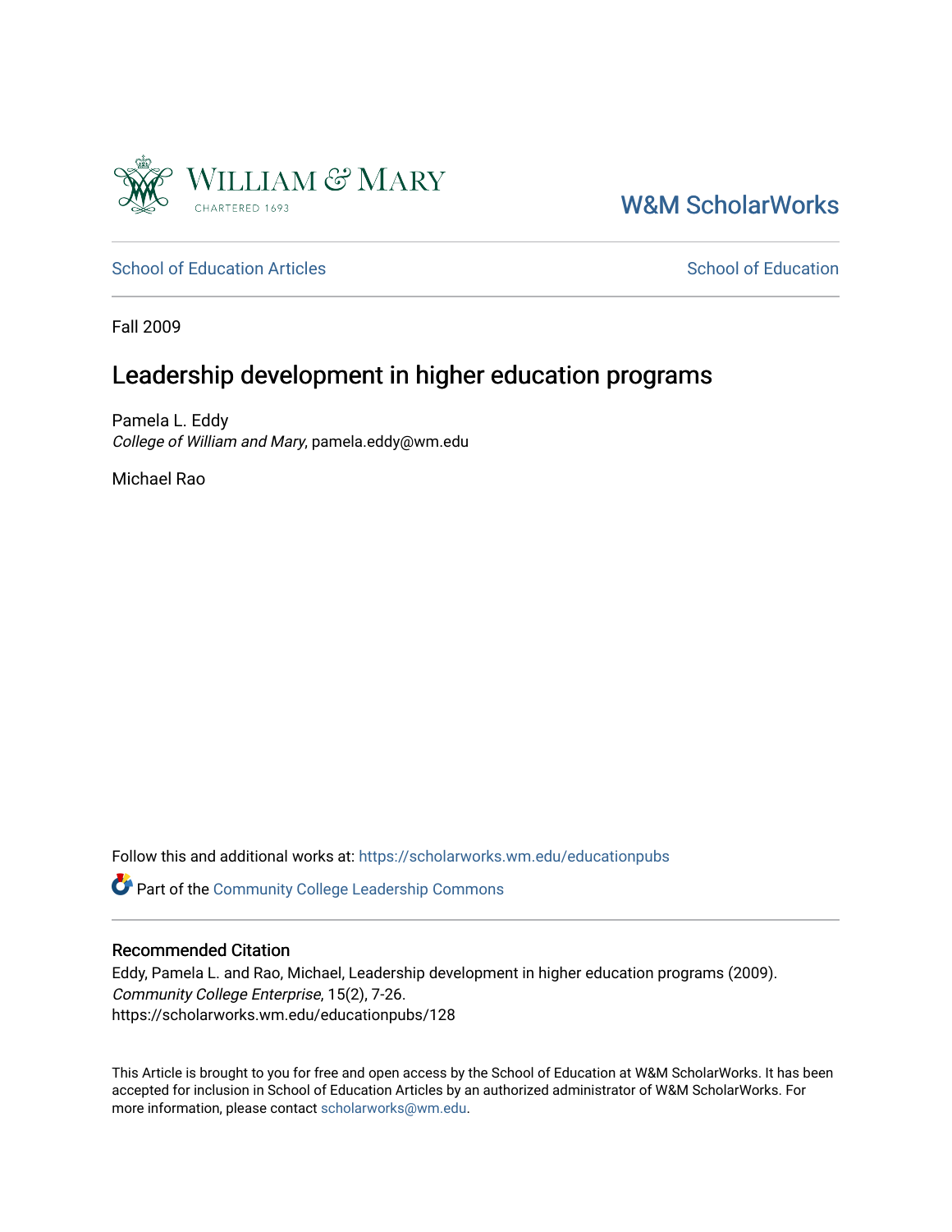W&M ScholarWorks

School of Education Articles

School of Education

Fall 2009

# Leadership development in higher education programs

Pamela L. Eddy
*College of William and Mary*, pamela.eddy@wm.edu

Michael Rao

Follow this and additional works at: https://scholarworks.wm.edu/educationpubs

Part of the Community College Leadership Commons

## Recommended Citation

Eddy, Pamela L. and Rao, Michael, Leadership development in higher education programs (2009). *Community College Enterprise*, 15(2), 7-26.
https://scholarworks.wm.edu/educationpubs/128

This Article is brought to you for free and open access by the School of Education at W&M ScholarWorks. It has been accepted for inclusion in School of Education Articles by an authorized administrator of W&M ScholarWorks. For more information, please contact scholarworks@wm.edu.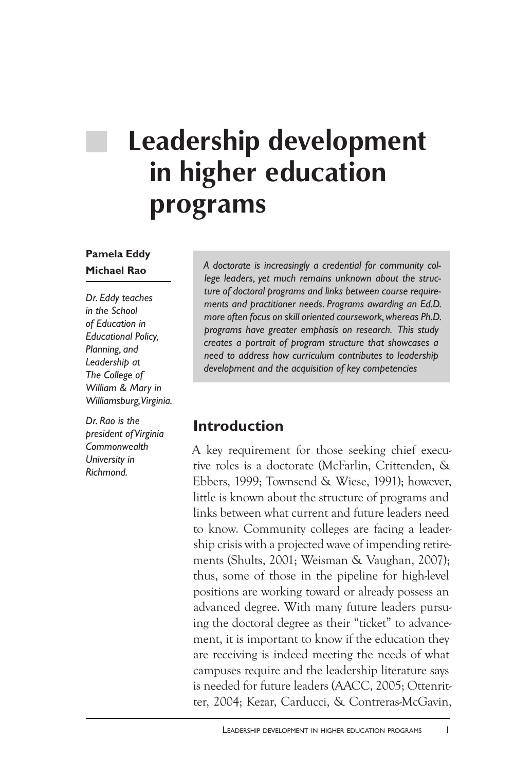# Leadership development in higher education programs

**Pamela Eddy**

**Michael Rao**

*Dr. Eddy teaches in the School of Education in Educational Policy, Planning, and Leadership at The College of William & Mary in Williamsburg, Virginia.*

*Dr. Rao is the president of Virginia Commonwealth University in Richmond.*

*A doctorate is increasingly a credential for community college leaders, yet much remains unknown about the structure of doctoral programs and links between course requirements and practitioner needs. Programs awarding an Ed.D. more often focus on skill oriented coursework, whereas Ph.D. programs have greater emphasis on research. This study creates a portrait of program structure that showcases a need to address how curriculum contributes to leadership development and the acquisition of key competencies*

## Introduction

A key requirement for those seeking chief executive roles is a doctorate (McFarlin, Crittenden, & Ebbers, 1999; Townsend & Wiese, 1991); however, little is known about the structure of programs and links between what current and future leaders need to know. Community colleges are facing a leadership crisis with a projected wave of impending retirements (Shults, 2001; Weisman & Vaughan, 2007); thus, some of those in the pipeline for high-level positions are working toward or already possess an advanced degree. With many future leaders pursuing the doctoral degree as their "ticket" to advancement, it is important to know if the education they are receiving is indeed meeting the needs of what campuses require and the leadership literature says is needed for future leaders (AACC, 2005; Ottenritter, 2004; Kezar, Carducci, & Contreras-McGavin,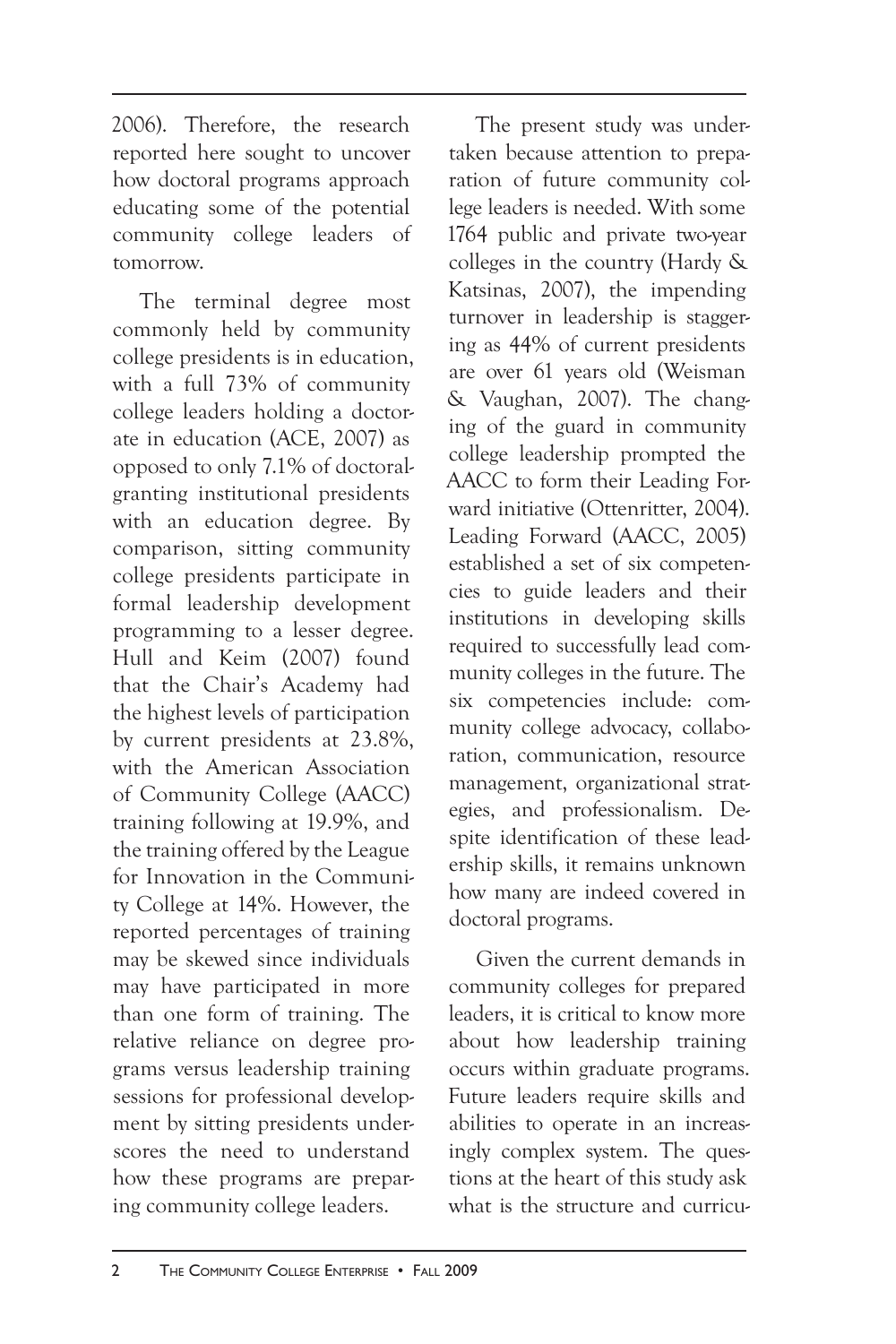2006). Therefore, the research reported here sought to uncover how doctoral programs approach educating some of the potential community college leaders of tomorrow.

The terminal degree most commonly held by community college presidents is in education, with a full 73% of community college leaders holding a doctorate in education (ACE, 2007) as opposed to only 7.1% of doctoral-granting institutional presidents with an education degree. By comparison, sitting community college presidents participate in formal leadership development programming to a lesser degree. Hull and Keim (2007) found that the Chair's Academy had the highest levels of participation by current presidents at 23.8%, with the American Association of Community College (AACC) training following at 19.9%, and the training offered by the League for Innovation in the Community College at 14%. However, the reported percentages of training may be skewed since individuals may have participated in more than one form of training. The relative reliance on degree programs versus leadership training sessions for professional development by sitting presidents underscores the need to understand how these programs are preparing community college leaders.

The present study was undertaken because attention to preparation of future community college leaders is needed. With some 1764 public and private two-year colleges in the country (Hardy & Katsinas, 2007), the impending turnover in leadership is staggering as 44% of current presidents are over 61 years old (Weisman & Vaughan, 2007). The changing of the guard in community college leadership prompted the AACC to form their Leading Forward initiative (Ottenritter, 2004). Leading Forward (AACC, 2005) established a set of six competencies to guide leaders and their institutions in developing skills required to successfully lead community colleges in the future. The six competencies include: community college advocacy, collaboration, communication, resource management, organizational strategies, and professionalism. Despite identification of these leadership skills, it remains unknown how many are indeed covered in doctoral programs.

Given the current demands in community colleges for prepared leaders, it is critical to know more about how leadership training occurs within graduate programs. Future leaders require skills and abilities to operate in an increasingly complex system. The questions at the heart of this study ask what is the structure and curricu-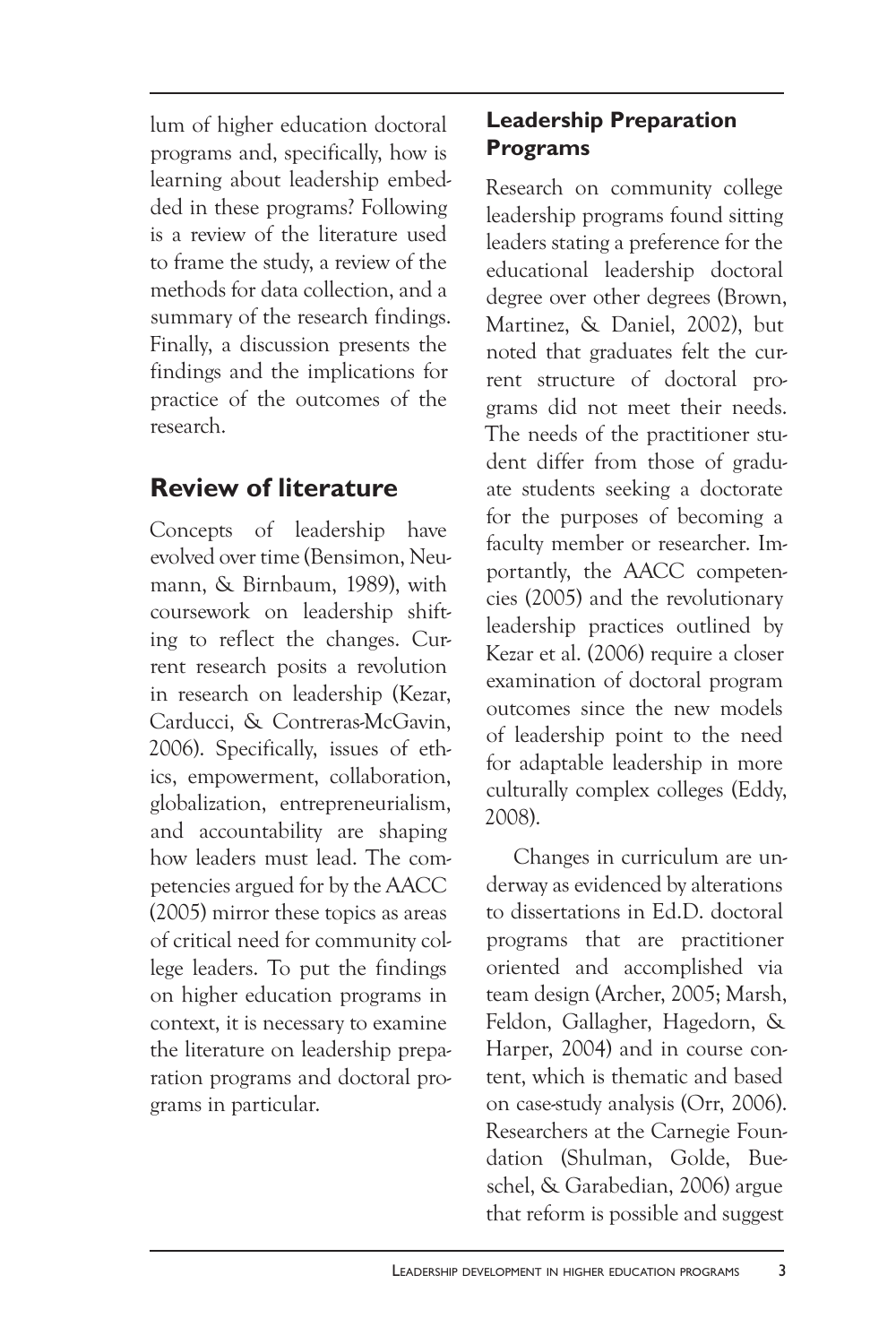lum of higher education doctoral programs and, specifically, how is learning about leadership embedded in these programs? Following is a review of the literature used to frame the study, a review of the methods for data collection, and a summary of the research findings. Finally, a discussion presents the findings and the implications for practice of the outcomes of the research.

## Review of literature

Concepts of leadership have evolved over time (Bensimon, Neumann, & Birnbaum, 1989), with coursework on leadership shifting to reflect the changes. Current research posits a revolution in research on leadership (Kezar, Carducci, & Contreras-McGavin, 2006). Specifically, issues of ethics, empowerment, collaboration, globalization, entrepreneurialism, and accountability are shaping how leaders must lead. The competencies argued for by the AACC (2005) mirror these topics as areas of critical need for community college leaders. To put the findings on higher education programs in context, it is necessary to examine the literature on leadership preparation programs and doctoral programs in particular.

### Leadership Preparation Programs

Research on community college leadership programs found sitting leaders stating a preference for the educational leadership doctoral degree over other degrees (Brown, Martinez, & Daniel, 2002), but noted that graduates felt the current structure of doctoral programs did not meet their needs. The needs of the practitioner student differ from those of graduate students seeking a doctorate for the purposes of becoming a faculty member or researcher. Importantly, the AACC competencies (2005) and the revolutionary leadership practices outlined by Kezar et al. (2006) require a closer examination of doctoral program outcomes since the new models of leadership point to the need for adaptable leadership in more culturally complex colleges (Eddy, 2008).

Changes in curriculum are underway as evidenced by alterations to dissertations in Ed.D. doctoral programs that are practitioner oriented and accomplished via team design (Archer, 2005; Marsh, Feldon, Gallagher, Hagedorn, & Harper, 2004) and in course content, which is thematic and based on case-study analysis (Orr, 2006). Researchers at the Carnegie Foundation (Shulman, Golde, Bueschel, & Garabedian, 2006) argue that reform is possible and suggest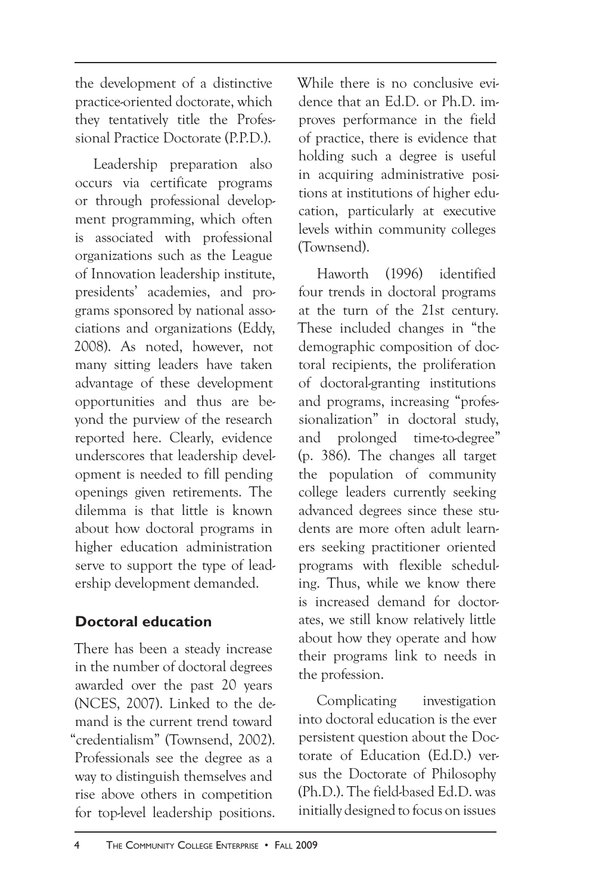the development of a distinctive practice-oriented doctorate, which they tentatively title the Professional Practice Doctorate (P.P.D.).

Leadership preparation also occurs via certificate programs or through professional development programming, which often is associated with professional organizations such as the League of Innovation leadership institute, presidents' academies, and programs sponsored by national associations and organizations (Eddy, 2008). As noted, however, not many sitting leaders have taken advantage of these development opportunities and thus are beyond the purview of the research reported here. Clearly, evidence underscores that leadership development is needed to fill pending openings given retirements. The dilemma is that little is known about how doctoral programs in higher education administration serve to support the type of leadership development demanded.

## Doctoral education

There has been a steady increase in the number of doctoral degrees awarded over the past 20 years (NCES, 2007). Linked to the demand is the current trend toward "credentialism" (Townsend, 2002). Professionals see the degree as a way to distinguish themselves and rise above others in competition for top-level leadership positions. While there is no conclusive evidence that an Ed.D. or Ph.D. improves performance in the field of practice, there is evidence that holding such a degree is useful in acquiring administrative positions at institutions of higher education, particularly at executive levels within community colleges (Townsend).

Haworth (1996) identified four trends in doctoral programs at the turn of the 21st century. These included changes in "the demographic composition of doctoral recipients, the proliferation of doctoral-granting institutions and programs, increasing "professionalization" in doctoral study, and prolonged time-to-degree" (p. 386). The changes all target the population of community college leaders currently seeking advanced degrees since these students are more often adult learners seeking practitioner oriented programs with flexible scheduling. Thus, while we know there is increased demand for doctorates, we still know relatively little about how they operate and how their programs link to needs in the profession.

Complicating investigation into doctoral education is the ever persistent question about the Doctorate of Education (Ed.D.) versus the Doctorate of Philosophy (Ph.D.). The field-based Ed.D. was initially designed to focus on issues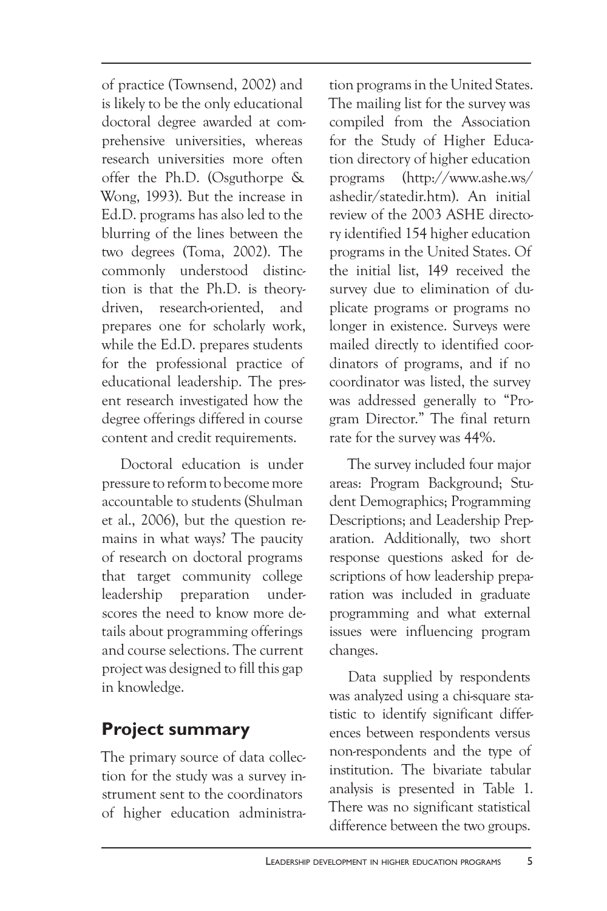of practice (Townsend, 2002) and is likely to be the only educational doctoral degree awarded at comprehensive universities, whereas research universities more often offer the Ph.D. (Osguthorpe & Wong, 1993). But the increase in Ed.D. programs has also led to the blurring of the lines between the two degrees (Toma, 2002). The commonly understood distinction is that the Ph.D. is theory-driven, research-oriented, and prepares one for scholarly work, while the Ed.D. prepares students for the professional practice of educational leadership. The present research investigated how the degree offerings differed in course content and credit requirements.

Doctoral education is under pressure to reform to become more accountable to students (Shulman et al., 2006), but the question remains in what ways? The paucity of research on doctoral programs that target community college leadership preparation underscores the need to know more details about programming offerings and course selections. The current project was designed to fill this gap in knowledge.

## Project summary

The primary source of data collection for the study was a survey instrument sent to the coordinators of higher education administration programs in the United States. The mailing list for the survey was compiled from the Association for the Study of Higher Education directory of higher education programs (http://www.ashe.ws/ashedir/statedir.htm). An initial review of the 2003 ASHE directory identified 154 higher education programs in the United States. Of the initial list, 149 received the survey due to elimination of duplicate programs or programs no longer in existence. Surveys were mailed directly to identified coordinators of programs, and if no coordinator was listed, the survey was addressed generally to "Program Director." The final return rate for the survey was 44%.

The survey included four major areas: Program Background; Student Demographics; Programming Descriptions; and Leadership Preparation. Additionally, two short response questions asked for descriptions of how leadership preparation was included in graduate programming and what external issues were influencing program changes.

Data supplied by respondents was analyzed using a chi-square statistic to identify significant differences between respondents versus non-respondents and the type of institution. The bivariate tabular analysis is presented in Table 1. There was no significant statistical difference between the two groups.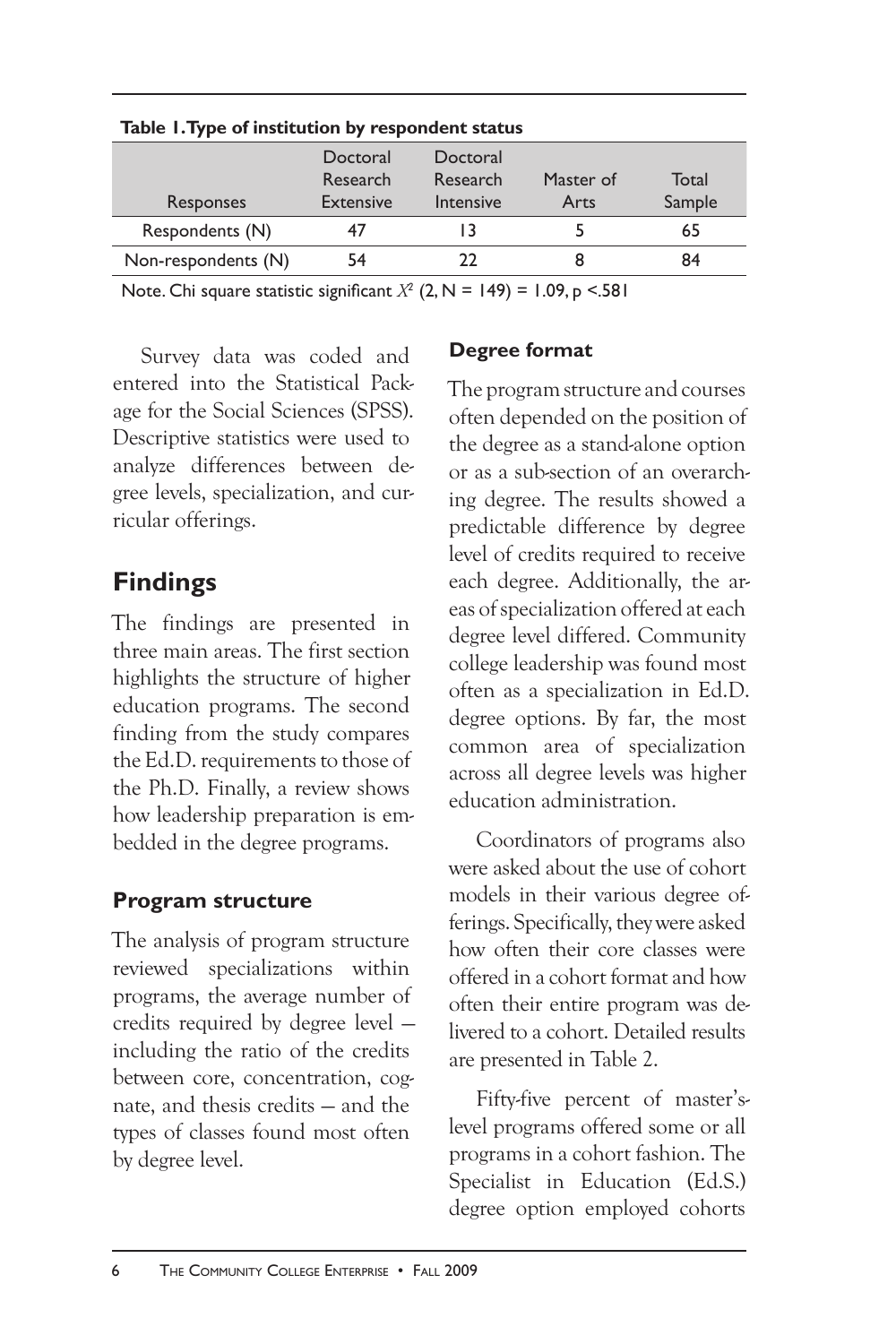**Table 1. Type of institution by respondent status**

| Responses | Doctoral Research Extensive | Doctoral Research Intensive | Master of Arts | Total Sample |
|---|---|---|---|---|
| Respondents (N) | 47 | 13 | 5 | 65 |
| Non-respondents (N) | 54 | 22 | 8 | 84 |

Note. Chi square statistic significant $X^2$ (2, N = 149) = 1.09, p <.581

Survey data was coded and entered into the Statistical Package for the Social Sciences (SPSS). Descriptive statistics were used to analyze differences between degree levels, specialization, and curricular offerings.

## Findings

The findings are presented in three main areas. The first section highlights the structure of higher education programs. The second finding from the study compares the Ed.D. requirements to those of the Ph.D. Finally, a review shows how leadership preparation is embedded in the degree programs.

### Program structure

The analysis of program structure reviewed specializations within programs, the average number of credits required by degree level — including the ratio of the credits between core, concentration, cognate, and thesis credits — and the types of classes found most often by degree level.

### Degree format

The program structure and courses often depended on the position of the degree as a stand-alone option or as a sub-section of an overarching degree. The results showed a predictable difference by degree level of credits required to receive each degree. Additionally, the areas of specialization offered at each degree level differed. Community college leadership was found most often as a specialization in Ed.D. degree options. By far, the most common area of specialization across all degree levels was higher education administration.

Coordinators of programs also were asked about the use of cohort models in their various degree offerings. Specifically, they were asked how often their core classes were offered in a cohort format and how often their entire program was delivered to a cohort. Detailed results are presented in Table 2.

Fifty-five percent of master's-level programs offered some or all programs in a cohort fashion. The Specialist in Education (Ed.S.) degree option employed cohorts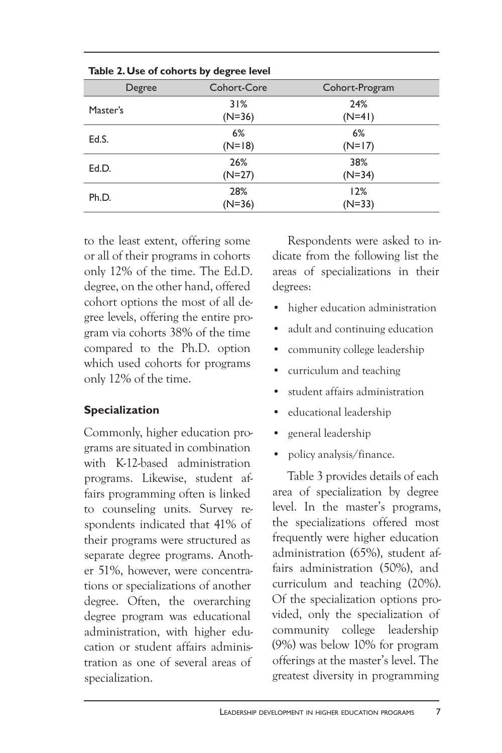**Table 2. Use of cohorts by degree level**

| Degree | Cohort-Core | Cohort-Program |
|---|---|---|
| Master's | 31% (N=36) | 24% (N=41) |
| Ed.S. | 6% (N=18) | 6% (N=17) |
| Ed.D. | 26% (N=27) | 38% (N=34) |
| Ph.D. | 28% (N=36) | 12% (N=33) |

to the least extent, offering some or all of their programs in cohorts only 12% of the time. The Ed.D. degree, on the other hand, offered cohort options the most of all degree levels, offering the entire program via cohorts 38% of the time compared to the Ph.D. option which used cohorts for programs only 12% of the time.

### Specialization

Commonly, higher education programs are situated in combination with K-12-based administration programs. Likewise, student affairs programming often is linked to counseling units. Survey respondents indicated that 41% of their programs were structured as separate degree programs. Another 51%, however, were concentrations or specializations of another degree. Often, the overarching degree program was educational administration, with higher education or student affairs administration as one of several areas of specialization.

Respondents were asked to indicate from the following list the areas of specializations in their degrees:

- higher education administration
- adult and continuing education
- community college leadership
- curriculum and teaching
- student affairs administration
- educational leadership
- general leadership
- policy analysis/finance.

Table 3 provides details of each area of specialization by degree level. In the master's programs, the specializations offered most frequently were higher education administration (65%), student affairs administration (50%), and curriculum and teaching (20%). Of the specialization options provided, only the specialization of community college leadership (9%) was below 10% for program offerings at the master's level. The greatest diversity in programming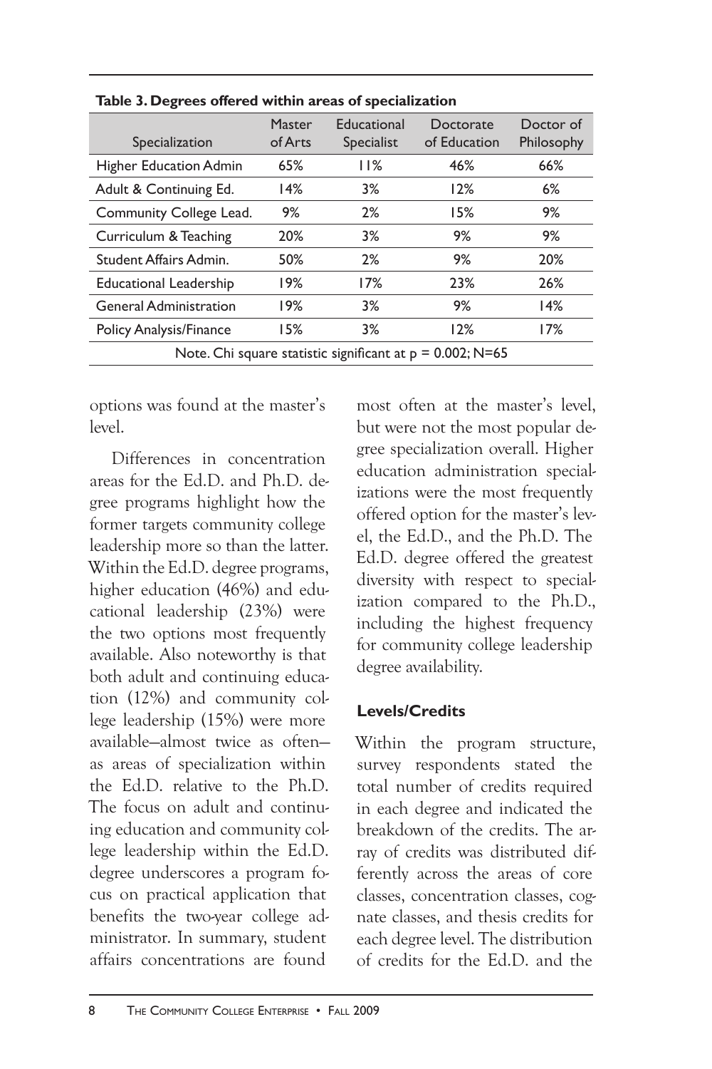**Table 3. Degrees offered within areas of specialization**

| Specialization | Master of Arts | Educational Specialist | Doctorate of Education | Doctor of Philosophy |
|---|---|---|---|---|
| Higher Education Admin | 65% | 11% | 46% | 66% |
| Adult & Continuing Ed. | 14% | 3% | 12% | 6% |
| Community College Lead. | 9% | 2% | 15% | 9% |
| Curriculum & Teaching | 20% | 3% | 9% | 9% |
| Student Affairs Admin. | 50% | 2% | 9% | 20% |
| Educational Leadership | 19% | 17% | 23% | 26% |
| General Administration | 19% | 3% | 9% | 14% |
| Policy Analysis/Finance | 15% | 3% | 12% | 17% |

Note. Chi square statistic significant at $p = 0.002$; N=65

options was found at the master's level.

Differences in concentration areas for the Ed.D. and Ph.D. degree programs highlight how the former targets community college leadership more so than the latter. Within the Ed.D. degree programs, higher education (46%) and educational leadership (23%) were the two options most frequently available. Also noteworthy is that both adult and continuing education (12%) and community college leadership (15%) were more available—almost twice as often—as areas of specialization within the Ed.D. relative to the Ph.D. The focus on adult and continuing education and community college leadership within the Ed.D. degree underscores a program focus on practical application that benefits the two-year college administrator. In summary, student affairs concentrations are found most often at the master's level, but were not the most popular degree specialization overall. Higher education administration specializations were the most frequently offered option for the master's level, the Ed.D., and the Ph.D. The Ed.D. degree offered the greatest diversity with respect to specialization compared to the Ph.D., including the highest frequency for community college leadership degree availability.

### Levels/Credits

Within the program structure, survey respondents stated the total number of credits required in each degree and indicated the breakdown of the credits. The array of credits was distributed differently across the areas of core classes, concentration classes, cognate classes, and thesis credits for each degree level. The distribution of credits for the Ed.D. and the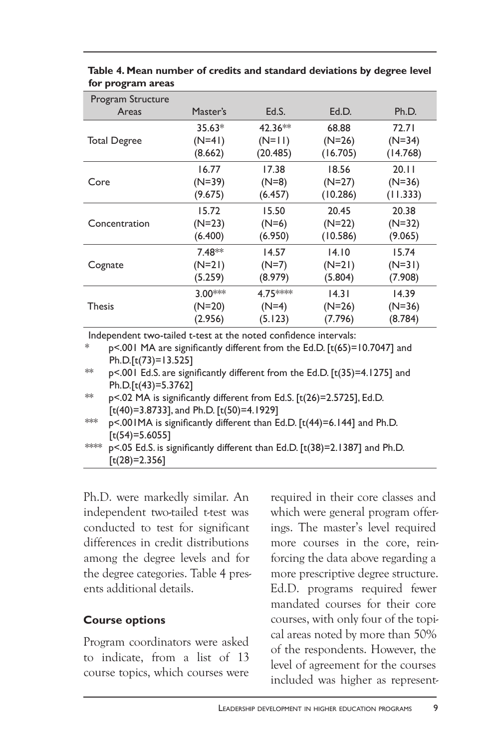**Table 4. Mean number of credits and standard deviations by degree level for program areas**

| Program Structure Areas | Master's | Ed.S. | Ed.D. | Ph.D. |
|---|---|---|---|---|
| Total Degree | 35.63* (N=41) (8.662) | 42.36** (N=11) (20.485) | 68.88 (N=26) (16.705) | 72.71 (N=34) (14.768) |
| Core | 16.77 (N=39) (9.675) | 17.38 (N=8) (6.457) | 18.56 (N=27) (10.286) | 20.11 (N=36) (11.333) |
| Concentration | 15.72 (N=23) (6.400) | 15.50 (N=6) (6.950) | 20.45 (N=22) (10.586) | 20.38 (N=32) (9.065) |
| Cognate | 7.48** (N=21) (5.259) | 14.57 (N=7) (8.979) | 14.10 (N=21) (5.804) | 15.74 (N=31) (7.908) |
| Thesis | 3.00*** (N=20) (2.956) | 4.75**** (N=4) (5.123) | 14.31 (N=26) (7.796) | 14.39 (N=36) (8.784) |

Independent two-tailed t-test at the noted confidence intervals:

\* p<.001 MA are significantly different from the Ed.D. [t(65)=10.7047] and Ph.D.[t(73)=13.525]

\** p<.001 Ed.S. are significantly different from the Ed.D. [t(35)=4.1275] and Ph.D.[t(43)=5.3762]

\** p<.02 MA is significantly different from Ed.S. [t(26)=2.5725], Ed.D. [t(40)=3.8733], and Ph.D. [t(50)=4.1929]

\*** p<.001MA is significantly different than Ed.D. [t(44)=6.144] and Ph.D. [t(54)=5.6055]

\**** p<.05 Ed.S. is significantly different than Ed.D. [t(38)=2.1387] and Ph.D. [t(28)=2.356]

Ph.D. were markedly similar. An independent two-tailed t-test was conducted to test for significant differences in credit distributions among the degree levels and for the degree categories. Table 4 presents additional details.

### Course options

Program coordinators were asked to indicate, from a list of 13 course topics, which courses were required in their core classes and which were general program offerings. The master's level required more courses in the core, reinforcing the data above regarding a more prescriptive degree structure. Ed.D. programs required fewer mandated courses for their core courses, with only four of the topical areas noted by more than 50% of the respondents. However, the level of agreement for the courses included was higher as represent-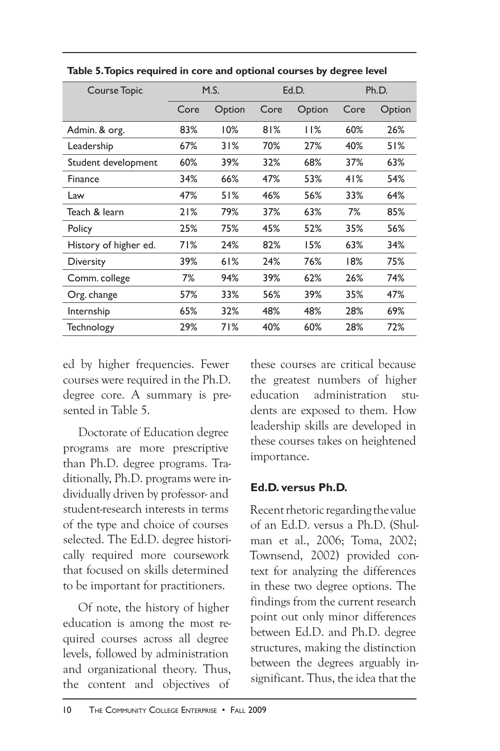**Table 5. Topics required in core and optional courses by degree level**

| Course Topic | M.S. | | Ed.D. | | Ph.D. | |
|---|---|---|---|---|---|---|
| | Core | Option | Core | Option | Core | Option |
| Admin. & org. | 83% | 10% | 81% | 11% | 60% | 26% |
| Leadership | 67% | 31% | 70% | 27% | 40% | 51% |
| Student development | 60% | 39% | 32% | 68% | 37% | 63% |
| Finance | 34% | 66% | 47% | 53% | 41% | 54% |
| Law | 47% | 51% | 46% | 56% | 33% | 64% |
| Teach & learn | 21% | 79% | 37% | 63% | 7% | 85% |
| Policy | 25% | 75% | 45% | 52% | 35% | 56% |
| History of higher ed. | 71% | 24% | 82% | 15% | 63% | 34% |
| Diversity | 39% | 61% | 24% | 76% | 18% | 75% |
| Comm. college | 7% | 94% | 39% | 62% | 26% | 74% |
| Org. change | 57% | 33% | 56% | 39% | 35% | 47% |
| Internship | 65% | 32% | 48% | 48% | 28% | 69% |
| Technology | 29% | 71% | 40% | 60% | 28% | 72% |

ed by higher frequencies. Fewer courses were required in the Ph.D. degree core. A summary is presented in Table 5.

Doctorate of Education degree programs are more prescriptive than Ph.D. degree programs. Traditionally, Ph.D. programs were individually driven by professor- and student-research interests in terms of the type and choice of courses selected. The Ed.D. degree historically required more coursework that focused on skills determined to be important for practitioners.

Of note, the history of higher education is among the most required courses across all degree levels, followed by administration and organizational theory. Thus, the content and objectives of these courses are critical because the greatest numbers of higher education administration students are exposed to them. How leadership skills are developed in these courses takes on heightened importance.

### Ed.D. versus Ph.D.

Recent rhetoric regarding the value of an Ed.D. versus a Ph.D. (Shulman et al., 2006; Toma, 2002; Townsend, 2002) provided context for analyzing the differences in these two degree options. The findings from the current research point out only minor differences between Ed.D. and Ph.D. degree structures, making the distinction between the degrees arguably insignificant. Thus, the idea that the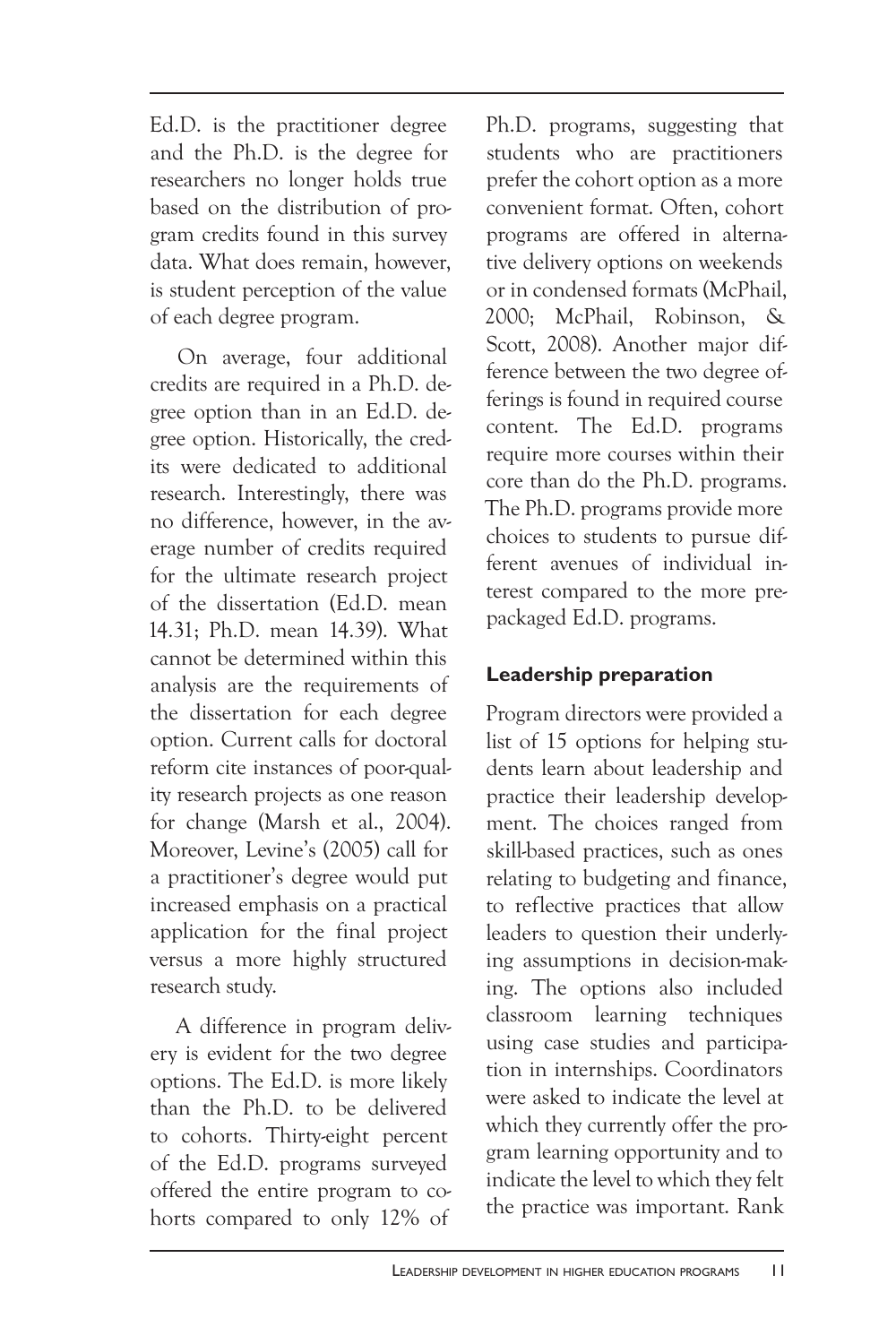Ed.D. is the practitioner degree and the Ph.D. is the degree for researchers no longer holds true based on the distribution of program credits found in this survey data. What does remain, however, is student perception of the value of each degree program.

On average, four additional credits are required in a Ph.D. degree option than in an Ed.D. degree option. Historically, the credits were dedicated to additional research. Interestingly, there was no difference, however, in the average number of credits required for the ultimate research project of the dissertation (Ed.D. mean 14.31; Ph.D. mean 14.39). What cannot be determined within this analysis are the requirements of the dissertation for each degree option. Current calls for doctoral reform cite instances of poor-quality research projects as one reason for change (Marsh et al., 2004). Moreover, Levine's (2005) call for a practitioner's degree would put increased emphasis on a practical application for the final project versus a more highly structured research study.

A difference in program delivery is evident for the two degree options. The Ed.D. is more likely than the Ph.D. to be delivered to cohorts. Thirty-eight percent of the Ed.D. programs surveyed offered the entire program to cohorts compared to only 12% of Ph.D. programs, suggesting that students who are practitioners prefer the cohort option as a more convenient format. Often, cohort programs are offered in alternative delivery options on weekends or in condensed formats (McPhail, 2000; McPhail, Robinson, & Scott, 2008). Another major difference between the two degree offerings is found in required course content. The Ed.D. programs require more courses within their core than do the Ph.D. programs. The Ph.D. programs provide more choices to students to pursue different avenues of individual interest compared to the more prepackaged Ed.D. programs.

### Leadership preparation

Program directors were provided a list of 15 options for helping students learn about leadership and practice their leadership development. The choices ranged from skill-based practices, such as ones relating to budgeting and finance, to reflective practices that allow leaders to question their underlying assumptions in decision-making. The options also included classroom learning techniques using case studies and participation in internships. Coordinators were asked to indicate the level at which they currently offer the program learning opportunity and to indicate the level to which they felt the practice was important. Rank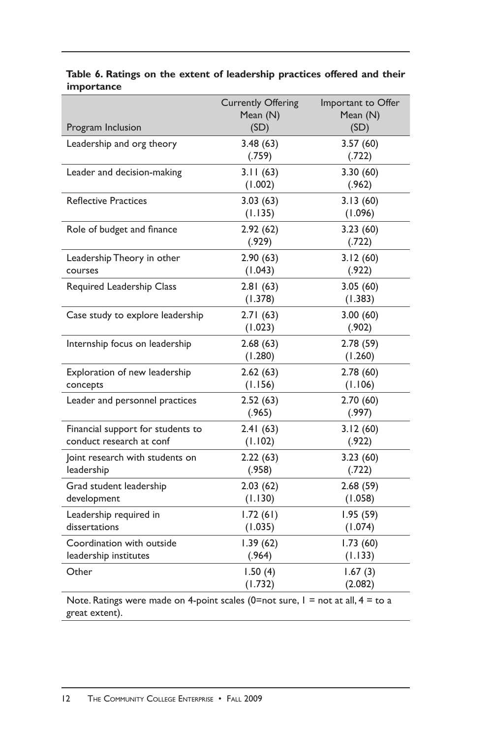**Table 6. Ratings on the extent of leadership practices offered and their importance**

| Program Inclusion | Currently Offering Mean (N) (SD) | Important to Offer Mean (N) (SD) |
|---|---|---|
| Leadership and org theory | 3.48 (63) (.759) | 3.57 (60) (.722) |
| Leader and decision-making | 3.11 (63) (1.002) | 3.30 (60) (.962) |
| Reflective Practices | 3.03 (63) (1.135) | 3.13 (60) (1.096) |
| Role of budget and finance | 2.92 (62) (.929) | 3.23 (60) (.722) |
| Leadership Theory in other courses | 2.90 (63) (1.043) | 3.12 (60) (.922) |
| Required Leadership Class | 2.81 (63) (1.378) | 3.05 (60) (1.383) |
| Case study to explore leadership | 2.71 (63) (1.023) | 3.00 (60) (.902) |
| Internship focus on leadership | 2.68 (63) (1.280) | 2.78 (59) (1.260) |
| Exploration of new leadership concepts | 2.62 (63) (1.156) | 2.78 (60) (1.106) |
| Leader and personnel practices | 2.52 (63) (.965) | 2.70 (60) (.997) |
| Financial support for students to conduct research at conf | 2.41 (63) (1.102) | 3.12 (60) (.922) |
| Joint research with students on leadership | 2.22 (63) (.958) | 3.23 (60) (.722) |
| Grad student leadership development | 2.03 (62) (1.130) | 2.68 (59) (1.058) |
| Leadership required in dissertations | 1.72 (61) (1.035) | 1.95 (59) (1.074) |
| Coordination with outside leadership institutes | 1.39 (62) (.964) | 1.73 (60) (1.133) |
| Other | 1.50 (4) (1.732) | 1.67 (3) (2.082) |

Note. Ratings were made on 4-point scales (0=not sure, 1 = not at all, 4 = to a great extent).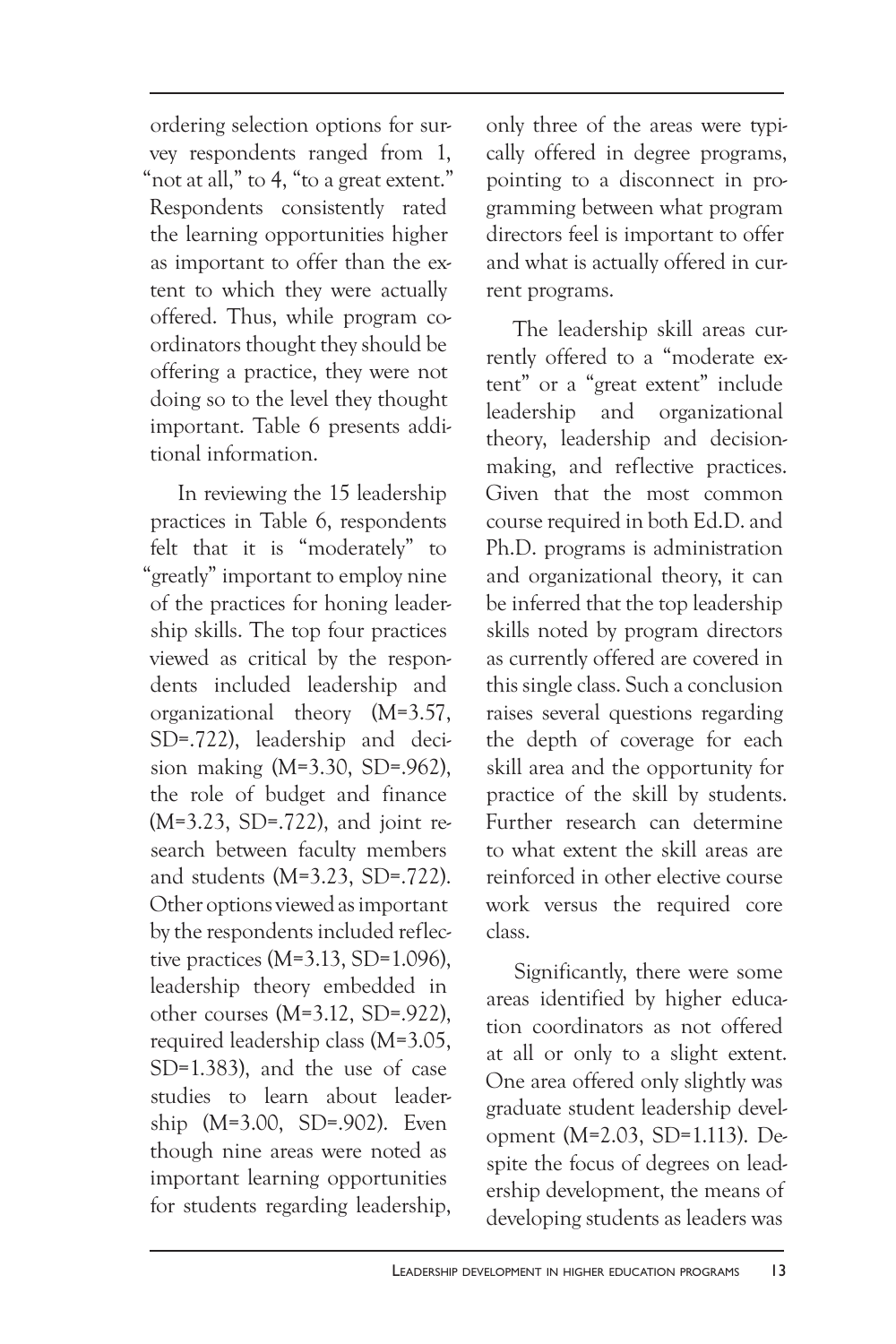ordering selection options for survey respondents ranged from 1, "not at all," to 4, "to a great extent." Respondents consistently rated the learning opportunities higher as important to offer than the extent to which they were actually offered. Thus, while program coordinators thought they should be offering a practice, they were not doing so to the level they thought important. Table 6 presents additional information.

In reviewing the 15 leadership practices in Table 6, respondents felt that it is "moderately" to "greatly" important to employ nine of the practices for honing leadership skills. The top four practices viewed as critical by the respondents included leadership and organizational theory (M=3.57, SD=.722), leadership and decision making (M=3.30, SD=.962), the role of budget and finance (M=3.23, SD=.722), and joint research between faculty members and students (M=3.23, SD=.722). Other options viewed as important by the respondents included reflective practices (M=3.13, SD=1.096), leadership theory embedded in other courses (M=3.12, SD=.922), required leadership class (M=3.05, SD=1.383), and the use of case studies to learn about leadership (M=3.00, SD=.902). Even though nine areas were noted as important learning opportunities for students regarding leadership, only three of the areas were typically offered in degree programs, pointing to a disconnect in programming between what program directors feel is important to offer and what is actually offered in current programs.

The leadership skill areas currently offered to a "moderate extent" or a "great extent" include leadership and organizational theory, leadership and decision-making, and reflective practices. Given that the most common course required in both Ed.D. and Ph.D. programs is administration and organizational theory, it can be inferred that the top leadership skills noted by program directors as currently offered are covered in this single class. Such a conclusion raises several questions regarding the depth of coverage for each skill area and the opportunity for practice of the skill by students. Further research can determine to what extent the skill areas are reinforced in other elective course work versus the required core class.

Significantly, there were some areas identified by higher education coordinators as not offered at all or only to a slight extent. One area offered only slightly was graduate student leadership development (M=2.03, SD=1.113). Despite the focus of degrees on leadership development, the means of developing students as leaders was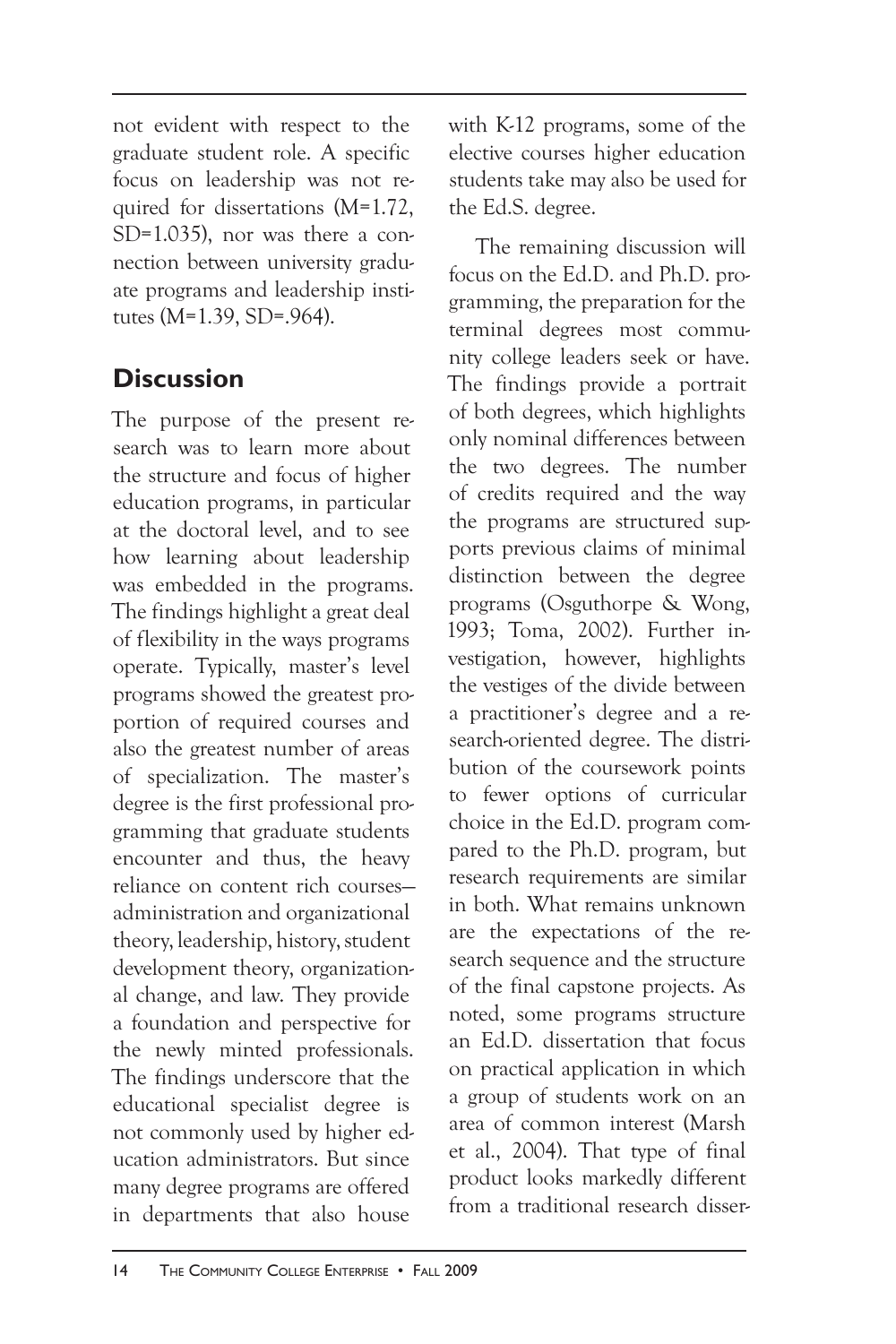not evident with respect to the graduate student role. A specific focus on leadership was not required for dissertations (M=1.72, SD=1.035), nor was there a connection between university graduate programs and leadership institutes (M=1.39, SD=.964).

## Discussion

The purpose of the present research was to learn more about the structure and focus of higher education programs, in particular at the doctoral level, and to see how learning about leadership was embedded in the programs. The findings highlight a great deal of flexibility in the ways programs operate. Typically, master's level programs showed the greatest proportion of required courses and also the greatest number of areas of specialization. The master's degree is the first professional programming that graduate students encounter and thus, the heavy reliance on content rich courses—administration and organizational theory, leadership, history, student development theory, organizational change, and law. They provide a foundation and perspective for the newly minted professionals. The findings underscore that the educational specialist degree is not commonly used by higher education administrators. But since many degree programs are offered in departments that also house with K-12 programs, some of the elective courses higher education students take may also be used for the Ed.S. degree.

The remaining discussion will focus on the Ed.D. and Ph.D. programming, the preparation for the terminal degrees most community college leaders seek or have. The findings provide a portrait of both degrees, which highlights only nominal differences between the two degrees. The number of credits required and the way the programs are structured supports previous claims of minimal distinction between the degree programs (Osguthorpe & Wong, 1993; Toma, 2002). Further investigation, however, highlights the vestiges of the divide between a practitioner's degree and a research-oriented degree. The distribution of the coursework points to fewer options of curricular choice in the Ed.D. program compared to the Ph.D. program, but research requirements are similar in both. What remains unknown are the expectations of the research sequence and the structure of the final capstone projects. As noted, some programs structure an Ed.D. dissertation that focus on practical application in which a group of students work on an area of common interest (Marsh et al., 2004). That type of final product looks markedly different from a traditional research disser-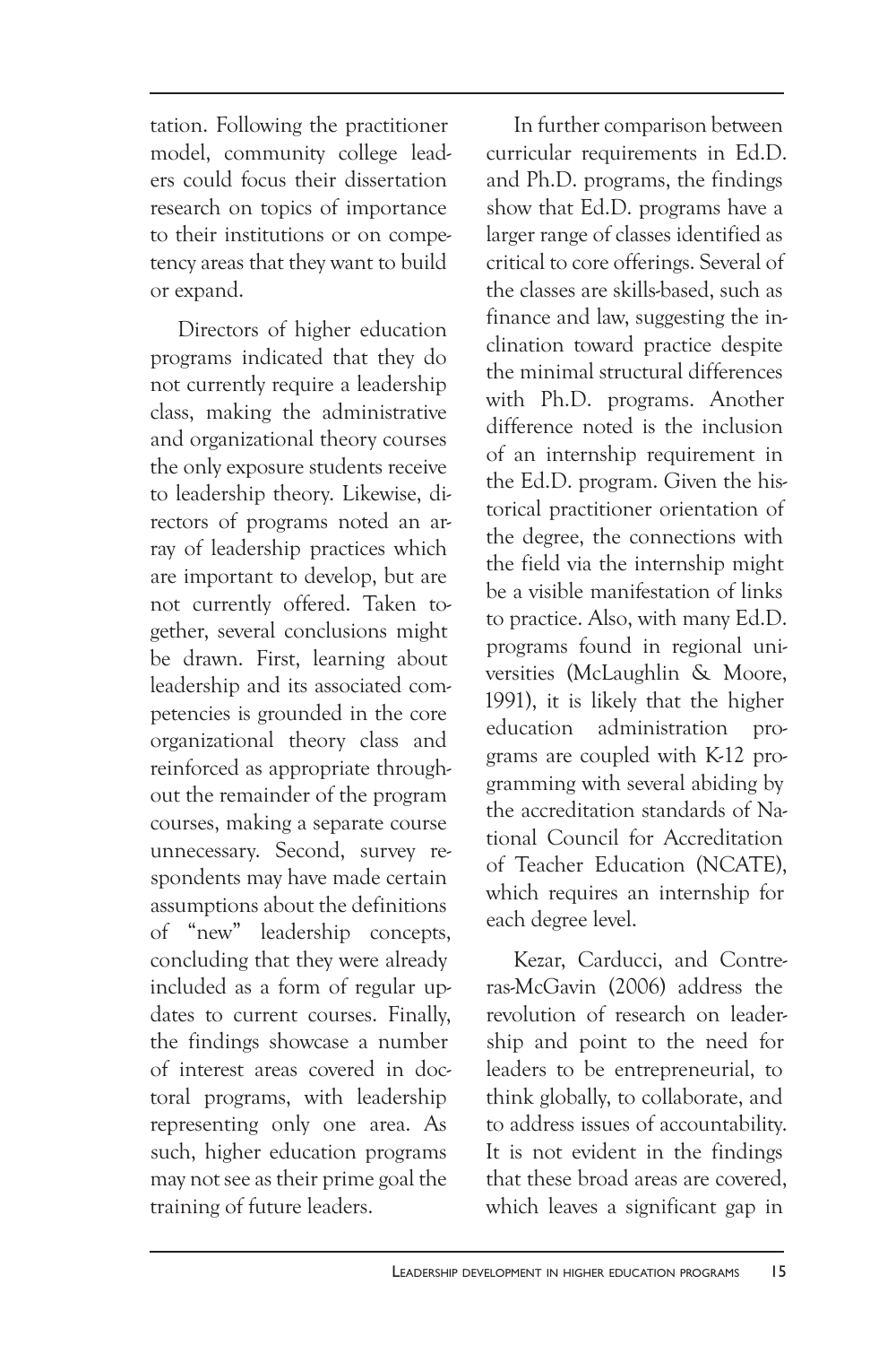tation. Following the practitioner model, community college leaders could focus their dissertation research on topics of importance to their institutions or on competency areas that they want to build or expand.

Directors of higher education programs indicated that they do not currently require a leadership class, making the administrative and organizational theory courses the only exposure students receive to leadership theory. Likewise, directors of programs noted an array of leadership practices which are important to develop, but are not currently offered. Taken together, several conclusions might be drawn. First, learning about leadership and its associated competencies is grounded in the core organizational theory class and reinforced as appropriate throughout the remainder of the program courses, making a separate course unnecessary. Second, survey respondents may have made certain assumptions about the definitions of "new" leadership concepts, concluding that they were already included as a form of regular updates to current courses. Finally, the findings showcase a number of interest areas covered in doctoral programs, with leadership representing only one area. As such, higher education programs may not see as their prime goal the training of future leaders.

In further comparison between curricular requirements in Ed.D. and Ph.D. programs, the findings show that Ed.D. programs have a larger range of classes identified as critical to core offerings. Several of the classes are skills-based, such as finance and law, suggesting the inclination toward practice despite the minimal structural differences with Ph.D. programs. Another difference noted is the inclusion of an internship requirement in the Ed.D. program. Given the historical practitioner orientation of the degree, the connections with the field via the internship might be a visible manifestation of links to practice. Also, with many Ed.D. programs found in regional universities (McLaughlin & Moore, 1991), it is likely that the higher education administration programs are coupled with K-12 programming with several abiding by the accreditation standards of National Council for Accreditation of Teacher Education (NCATE), which requires an internship for each degree level.

Kezar, Carducci, and Contreras-McGavin (2006) address the revolution of research on leadership and point to the need for leaders to be entrepreneurial, to think globally, to collaborate, and to address issues of accountability. It is not evident in the findings that these broad areas are covered, which leaves a significant gap in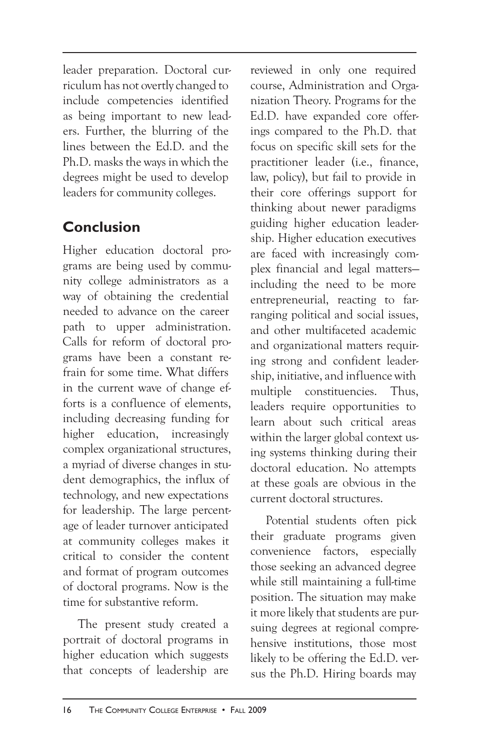leader preparation. Doctoral curriculum has not overtly changed to include competencies identified as being important to new leaders. Further, the blurring of the lines between the Ed.D. and the Ph.D. masks the ways in which the degrees might be used to develop leaders for community colleges.

## Conclusion

Higher education doctoral programs are being used by community college administrators as a way of obtaining the credential needed to advance on the career path to upper administration. Calls for reform of doctoral programs have been a constant refrain for some time. What differs in the current wave of change efforts is a confluence of elements, including decreasing funding for higher education, increasingly complex organizational structures, a myriad of diverse changes in student demographics, the influx of technology, and new expectations for leadership. The large percentage of leader turnover anticipated at community colleges makes it critical to consider the content and format of program outcomes of doctoral programs. Now is the time for substantive reform.

The present study created a portrait of doctoral programs in higher education which suggests that concepts of leadership are reviewed in only one required course, Administration and Organization Theory. Programs for the Ed.D. have expanded core offerings compared to the Ph.D. that focus on specific skill sets for the practitioner leader (i.e., finance, law, policy), but fail to provide in their core offerings support for thinking about newer paradigms guiding higher education leadership. Higher education executives are faced with increasingly complex financial and legal matters—including the need to be more entrepreneurial, reacting to far-ranging political and social issues, and other multifaceted academic and organizational matters requiring strong and confident leadership, initiative, and influence with multiple constituencies. Thus, leaders require opportunities to learn about such critical areas within the larger global context using systems thinking during their doctoral education. No attempts at these goals are obvious in the current doctoral structures.

Potential students often pick their graduate programs given convenience factors, especially those seeking an advanced degree while still maintaining a full-time position. The situation may make it more likely that students are pursuing degrees at regional comprehensive institutions, those most likely to be offering the Ed.D. versus the Ph.D. Hiring boards may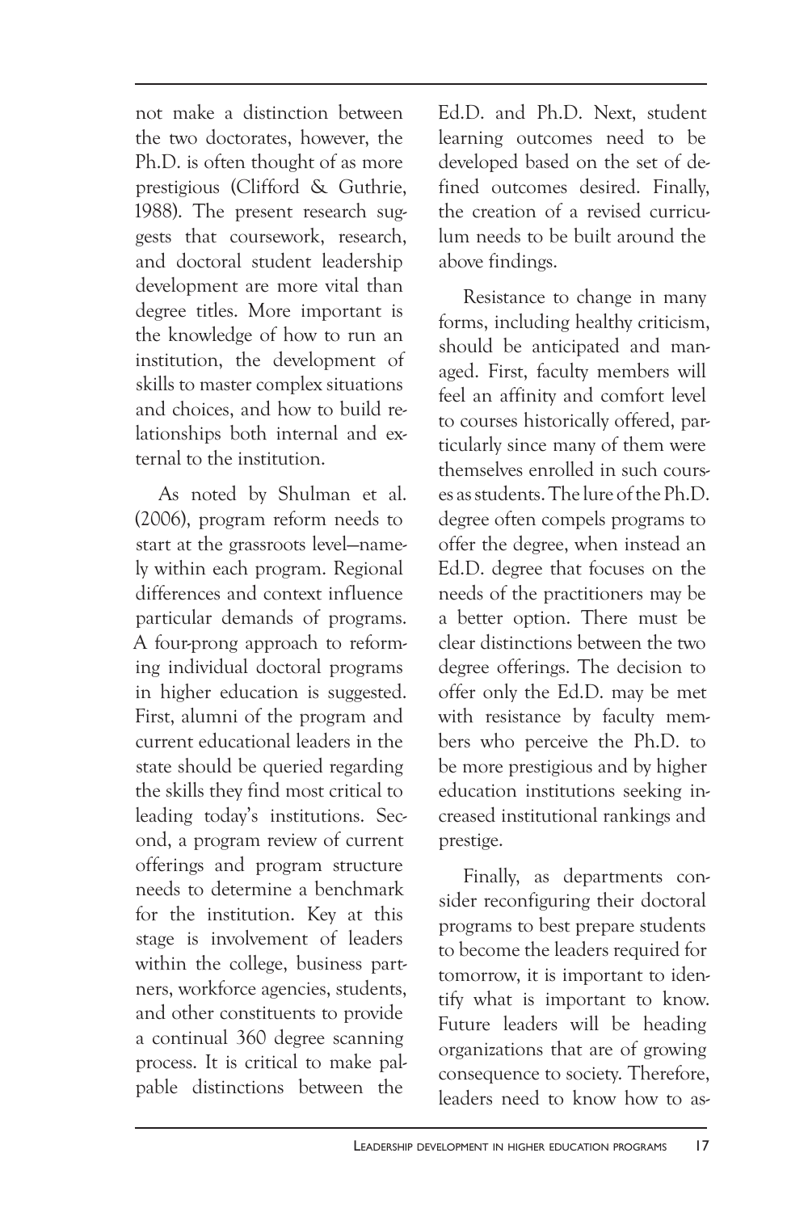not make a distinction between the two doctorates, however, the Ph.D. is often thought of as more prestigious (Clifford & Guthrie, 1988). The present research suggests that coursework, research, and doctoral student leadership development are more vital than degree titles. More important is the knowledge of how to run an institution, the development of skills to master complex situations and choices, and how to build relationships both internal and external to the institution.

As noted by Shulman et al. (2006), program reform needs to start at the grassroots level—namely within each program. Regional differences and context influence particular demands of programs. A four-prong approach to reforming individual doctoral programs in higher education is suggested. First, alumni of the program and current educational leaders in the state should be queried regarding the skills they find most critical to leading today's institutions. Second, a program review of current offerings and program structure needs to determine a benchmark for the institution. Key at this stage is involvement of leaders within the college, business partners, workforce agencies, students, and other constituents to provide a continual 360 degree scanning process. It is critical to make palpable distinctions between the Ed.D. and Ph.D. Next, student learning outcomes need to be developed based on the set of defined outcomes desired. Finally, the creation of a revised curriculum needs to be built around the above findings.

Resistance to change in many forms, including healthy criticism, should be anticipated and managed. First, faculty members will feel an affinity and comfort level to courses historically offered, particularly since many of them were themselves enrolled in such courses as students. The lure of the Ph.D. degree often compels programs to offer the degree, when instead an Ed.D. degree that focuses on the needs of the practitioners may be a better option. There must be clear distinctions between the two degree offerings. The decision to offer only the Ed.D. may be met with resistance by faculty members who perceive the Ph.D. to be more prestigious and by higher education institutions seeking increased institutional rankings and prestige.

Finally, as departments consider reconfiguring their doctoral programs to best prepare students to become the leaders required for tomorrow, it is important to identify what is important to know. Future leaders will be heading organizations that are of growing consequence to society. Therefore, leaders need to know how to as-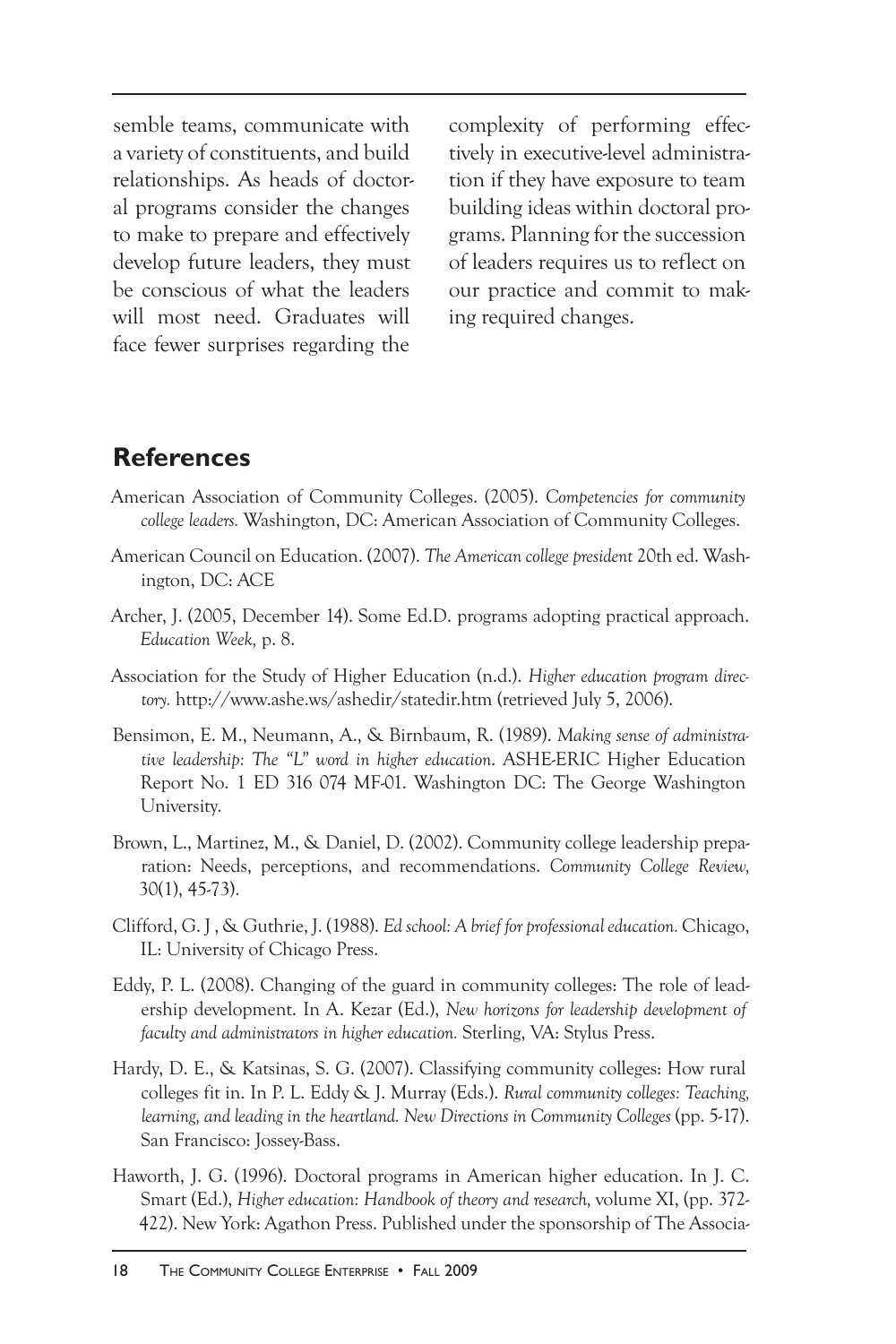semble teams, communicate with a variety of constituents, and build relationships. As heads of doctoral programs consider the changes to make to prepare and effectively develop future leaders, they must be conscious of what the leaders will most need. Graduates will face fewer surprises regarding the complexity of performing effectively in executive-level administration if they have exposure to team building ideas within doctoral programs. Planning for the succession of leaders requires us to reflect on our practice and commit to making required changes.

## References

American Association of Community Colleges. (2005). *Competencies for community college leaders.* Washington, DC: American Association of Community Colleges.

American Council on Education. (2007). *The American college president* 20th ed. Washington, DC: ACE

Archer, J. (2005, December 14). Some Ed.D. programs adopting practical approach. *Education Week,* p. 8.

Association for the Study of Higher Education (n.d.). *Higher education program directory.* http://www.ashe.ws/ashedir/statedir.htm (retrieved July 5, 2006).

Bensimon, E. M., Neumann, A., & Birnbaum, R. (1989). *Making sense of administrative leadership: The "L" word in higher education.* ASHE-ERIC Higher Education Report No. 1 ED 316 074 MF-01. Washington DC: The George Washington University.

Brown, L., Martinez, M., & Daniel, D. (2002). Community college leadership preparation: Needs, perceptions, and recommendations. *Community College Review,* 30(1), 45-73).

Clifford, G. J , & Guthrie, J. (1988). *Ed school: A brief for professional education.* Chicago, IL: University of Chicago Press.

Eddy, P. L. (2008). Changing of the guard in community colleges: The role of leadership development. In A. Kezar (Ed.), *New horizons for leadership development of faculty and administrators in higher education.* Sterling, VA: Stylus Press.

Hardy, D. E., & Katsinas, S. G. (2007). Classifying community colleges: How rural colleges fit in. In P. L. Eddy & J. Murray (Eds.). *Rural community colleges: Teaching, learning, and leading in the heartland. New Directions in Community Colleges* (pp. 5-17). San Francisco: Jossey-Bass.

Haworth, J. G. (1996). Doctoral programs in American higher education. In J. C. Smart (Ed.), *Higher education: Handbook of theory and research,* volume XI, (pp. 372-422). New York: Agathon Press. Published under the sponsorship of The Associa-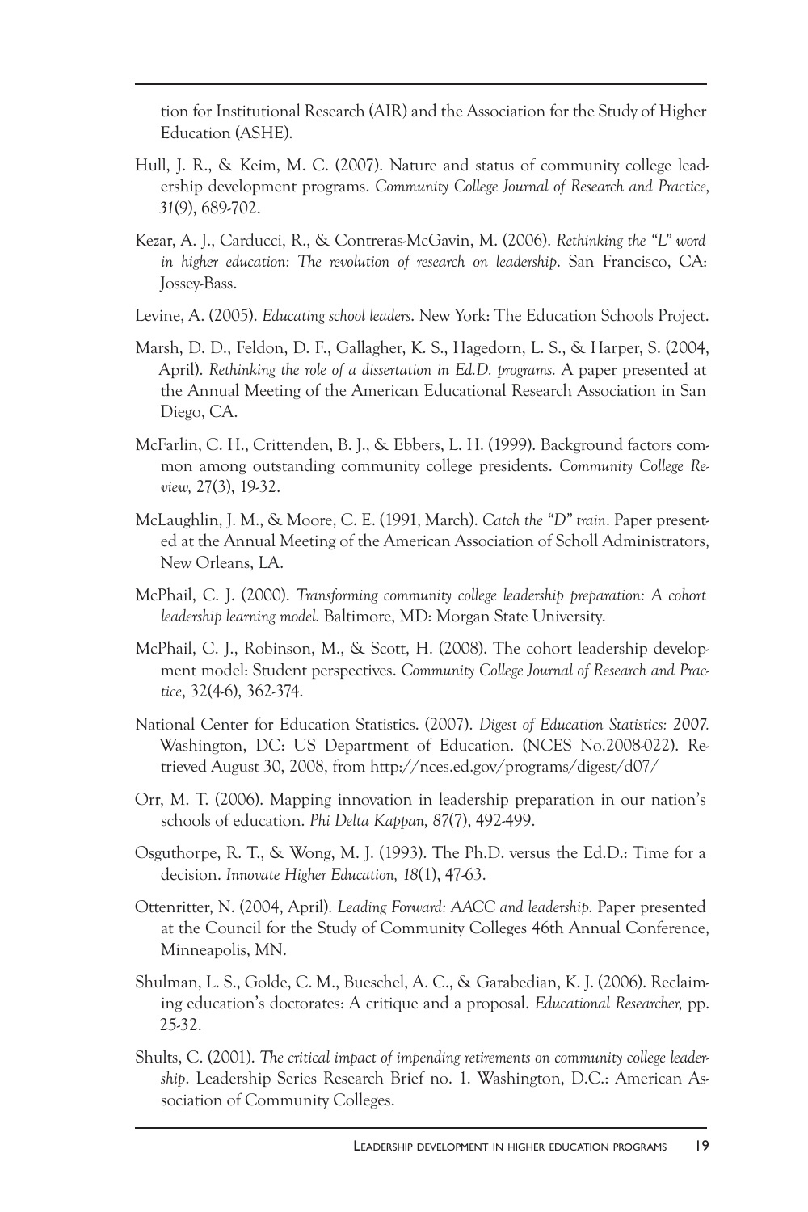tion for Institutional Research (AIR) and the Association for the Study of Higher Education (ASHE).

Hull, J. R., & Keim, M. C. (2007). Nature and status of community college leadership development programs. *Community College Journal of Research and Practice, 31*(9), 689-702.

Kezar, A. J., Carducci, R., & Contreras-McGavin, M. (2006). *Rethinking the "L" word in higher education: The revolution of research on leadership*. San Francisco, CA: Jossey-Bass.

Levine, A. (2005). *Educating school leaders*. New York: The Education Schools Project.

Marsh, D. D., Feldon, D. F., Gallagher, K. S., Hagedorn, L. S., & Harper, S. (2004, April). *Rethinking the role of a dissertation in Ed.D. programs.* A paper presented at the Annual Meeting of the American Educational Research Association in San Diego, CA.

McFarlin, C. H., Crittenden, B. J., & Ebbers, L. H. (1999). Background factors common among outstanding community college presidents. *Community College Review,* 27(3), 19-32.

McLaughlin, J. M., & Moore, C. E. (1991, March). *Catch the "D" train*. Paper presented at the Annual Meeting of the American Association of Scholl Administrators, New Orleans, LA.

McPhail, C. J. (2000). *Transforming community college leadership preparation: A cohort leadership learning model.* Baltimore, MD: Morgan State University.

McPhail, C. J., Robinson, M., & Scott, H. (2008). The cohort leadership development model: Student perspectives. *Community College Journal of Research and Practice*, 32(4-6), 362-374.

National Center for Education Statistics. (2007). *Digest of Education Statistics: 2007.* Washington, DC: US Department of Education. (NCES No.2008-022). Retrieved August 30, 2008, from http://nces.ed.gov/programs/digest/d07/

Orr, M. T. (2006). Mapping innovation in leadership preparation in our nation's schools of education. *Phi Delta Kappan, 87*(7), 492-499.

Osguthorpe, R. T., & Wong, M. J. (1993). The Ph.D. versus the Ed.D.: Time for a decision. *Innovate Higher Education, 18*(1), 47-63.

Ottenritter, N. (2004, April). *Leading Forward: AACC and leadership.* Paper presented at the Council for the Study of Community Colleges 46th Annual Conference, Minneapolis, MN.

Shulman, L. S., Golde, C. M., Bueschel, A. C., & Garabedian, K. J. (2006). Reclaiming education's doctorates: A critique and a proposal. *Educational Researcher,* pp. 25-32.

Shults, C. (2001). *The critical impact of impending retirements on community college leadership*. Leadership Series Research Brief no. 1. Washington, D.C.: American Association of Community Colleges.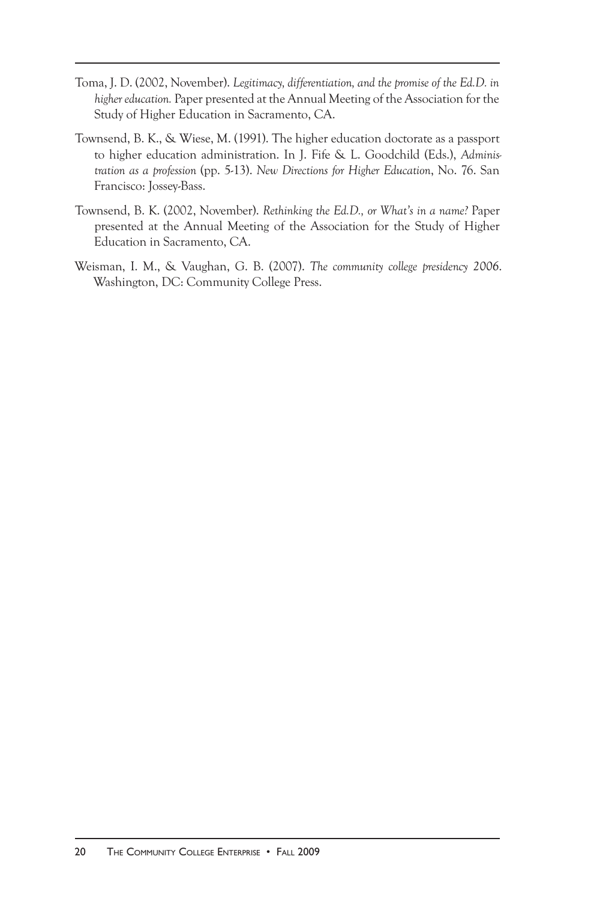Toma, J. D. (2002, November). *Legitimacy, differentiation, and the promise of the Ed.D. in higher education.* Paper presented at the Annual Meeting of the Association for the Study of Higher Education in Sacramento, CA.

Townsend, B. K., & Wiese, M. (1991). The higher education doctorate as a passport to higher education administration. In J. Fife & L. Goodchild (Eds.), *Administration as a profession* (pp. 5-13). *New Directions for Higher Education*, No. 76. San Francisco: Jossey-Bass.

Townsend, B. K. (2002, November). *Rethinking the Ed.D., or What's in a name?* Paper presented at the Annual Meeting of the Association for the Study of Higher Education in Sacramento, CA.

Weisman, I. M., & Vaughan, G. B. (2007). *The community college presidency 2006*. Washington, DC: Community College Press.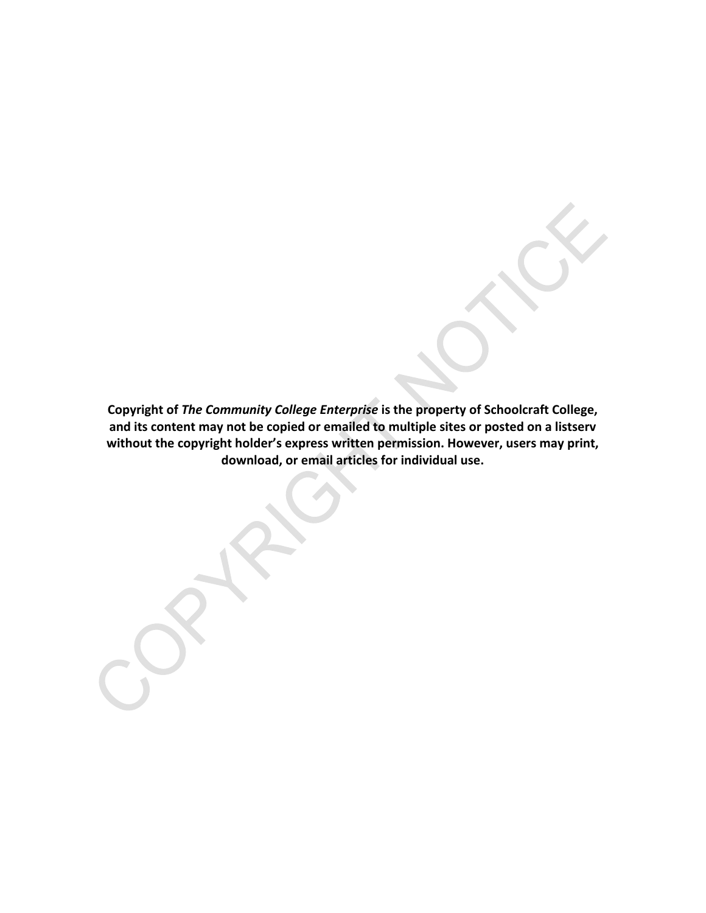**Copyright of *The Community College Enterprise* is the property of Schoolcraft College, and its content may not be copied or emailed to multiple sites or posted on a listserv without the copyright holder's express written permission. However, users may print, download, or email articles for individual use.**